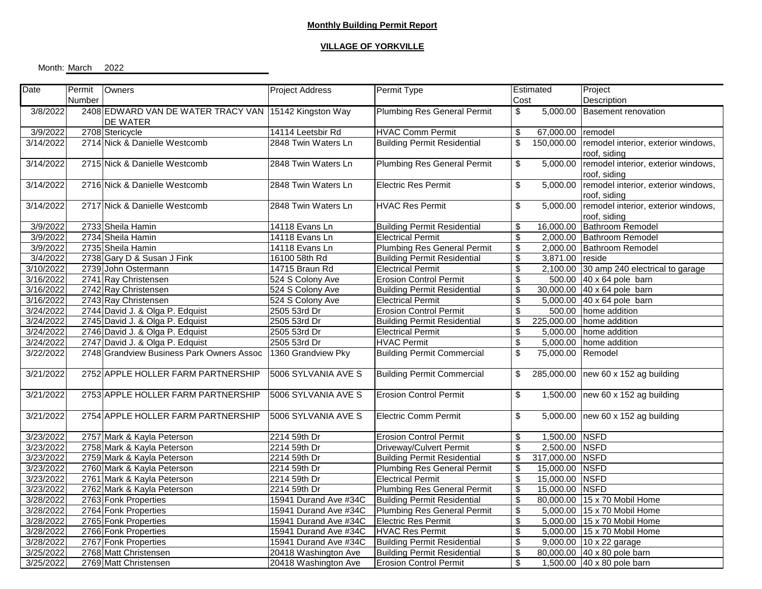**Monthly Building Permit Report**

**VILLAGE OF YORKVILLE**

Month: March 2022

| Date | Permit Number | Owners | Project Address | Permit Type | Estimated Cost | Project Description |
|---|---|---|---|---|---|---|
| 3/8/2022 | 2408 | EDWARD VAN DE WATER TRACY VAN DE WATER | 15142 Kingston Way | Plumbing Res General Permit | $ 5,000.00 | Basement renovation |
| 3/9/2022 | 2708 | Stericycle | 14114 Leetsbir Rd | HVAC Comm Permit | $ 67,000.00 | remodel |
| 3/14/2022 | 2714 | Nick & Danielle Westcomb | 2848 Twin Waters Ln | Building Permit Residential | $ 150,000.00 | remodel interior, exterior windows, roof, siding |
| 3/14/2022 | 2715 | Nick & Danielle Westcomb | 2848 Twin Waters Ln | Plumbing Res General Permit | $ 5,000.00 | remodel interior, exterior windows, roof, siding |
| 3/14/2022 | 2716 | Nick & Danielle Westcomb | 2848 Twin Waters Ln | Electric Res Permit | $ 5,000.00 | remodel interior, exterior windows, roof, siding |
| 3/14/2022 | 2717 | Nick & Danielle Westcomb | 2848 Twin Waters Ln | HVAC Res Permit | $ 5,000.00 | remodel interior, exterior windows, roof, siding |
| 3/9/2022 | 2733 | Sheila Hamin | 14118 Evans Ln | Building Permit Residential | $ 16,000.00 | Bathroom Remodel |
| 3/9/2022 | 2734 | Sheila Hamin | 14118 Evans Ln | Electrical Permit | $ 2,000.00 | Bathroom Remodel |
| 3/9/2022 | 2735 | Sheila Hamin | 14118 Evans Ln | Plumbing Res General Permit | $ 2,000.00 | Bathroom Remodel |
| 3/4/2022 | 2738 | Gary D & Susan J Fink | 16100 58th Rd | Building Permit Residential | $ 3,871.00 | reside |
| 3/10/2022 | 2739 | John Ostermann | 14715 Braun Rd | Electrical Permit | $ 2,100.00 | 30 amp 240 electrical to garage |
| 3/16/2022 | 2741 | Ray Christensen | 524 S Colony Ave | Erosion Control Permit | $ 500.00 | 40 x 64 pole barn |
| 3/16/2022 | 2742 | Ray Christensen | 524 S Colony Ave | Building Permit Residential | $ 30,000.00 | 40 x 64 pole barn |
| 3/16/2022 | 2743 | Ray Christensen | 524 S Colony Ave | Electrical Permit | $ 5,000.00 | 40 x 64 pole barn |
| 3/24/2022 | 2744 | David J. & Olga P. Edquist | 2505 53rd Dr | Erosion Control Permit | $ 500.00 | home addition |
| 3/24/2022 | 2745 | David J. & Olga P. Edquist | 2505 53rd Dr | Building Permit Residential | $ 225,000.00 | home addition |
| 3/24/2022 | 2746 | David J. & Olga P. Edquist | 2505 53rd Dr | Electrical Permit | $ 5,000.00 | home addition |
| 3/24/2022 | 2747 | David J. & Olga P. Edquist | 2505 53rd Dr | HVAC Permit | $ 5,000.00 | home addition |
| 3/22/2022 | 2748 | Grandview Business Park Owners Assoc | 1360 Grandview Pky | Building Permit Commercial | $ 75,000.00 | Remodel |
| 3/21/2022 | 2752 | APPLE HOLLER FARM PARTNERSHIP | 5006 SYLVANIA AVE S | Building Permit Commercial | $ 285,000.00 | new 60 x 152 ag building |
| 3/21/2022 | 2753 | APPLE HOLLER FARM PARTNERSHIP | 5006 SYLVANIA AVE S | Erosion Control Permit | $ 1,500.00 | new 60 x 152 ag building |
| 3/21/2022 | 2754 | APPLE HOLLER FARM PARTNERSHIP | 5006 SYLVANIA AVE S | Electric Comm Permit | $ 5,000.00 | new 60 x 152 ag building |
| 3/23/2022 | 2757 | Mark & Kayla Peterson | 2214 59th Dr | Erosion Control Permit | $ 1,500.00 | NSFD |
| 3/23/2022 | 2758 | Mark & Kayla Peterson | 2214 59th Dr | Driveway/Culvert Permit | $ 2,500.00 | NSFD |
| 3/23/2022 | 2759 | Mark & Kayla Peterson | 2214 59th Dr | Building Permit Residential | $ 317,000.00 | NSFD |
| 3/23/2022 | 2760 | Mark & Kayla Peterson | 2214 59th Dr | Plumbing Res General Permit | $ 15,000.00 | NSFD |
| 3/23/2022 | 2761 | Mark & Kayla Peterson | 2214 59th Dr | Electrical Permit | $ 15,000.00 | NSFD |
| 3/23/2022 | 2762 | Mark & Kayla Peterson | 2214 59th Dr | Plumbing Res General Permit | $ 15,000.00 | NSFD |
| 3/28/2022 | 2763 | Fonk Properties | 15941 Durand Ave #34C | Building Permit Residential | $ 80,000.00 | 15 x 70 Mobil Home |
| 3/28/2022 | 2764 | Fonk Properties | 15941 Durand Ave #34C | Plumbing Res General Permit | $ 5,000.00 | 15 x 70 Mobil Home |
| 3/28/2022 | 2765 | Fonk Properties | 15941 Durand Ave #34C | Electric Res Permit | $ 5,000.00 | 15 x 70 Mobil Home |
| 3/28/2022 | 2766 | Fonk Properties | 15941 Durand Ave #34C | HVAC Res Permit | $ 5,000.00 | 15 x 70 Mobil Home |
| 3/28/2022 | 2767 | Fonk Properties | 15941 Durand Ave #34C | Building Permit Residential | $ 9,000.00 | 10 x 22 garage |
| 3/25/2022 | 2768 | Matt Christensen | 20418 Washington Ave | Building Permit Residential | $ 80,000.00 | 40 x 80 pole barn |
| 3/25/2022 | 2769 | Matt Christensen | 20418 Washington Ave | Erosion Control Permit | $ 1,500.00 | 40 x 80 pole barn |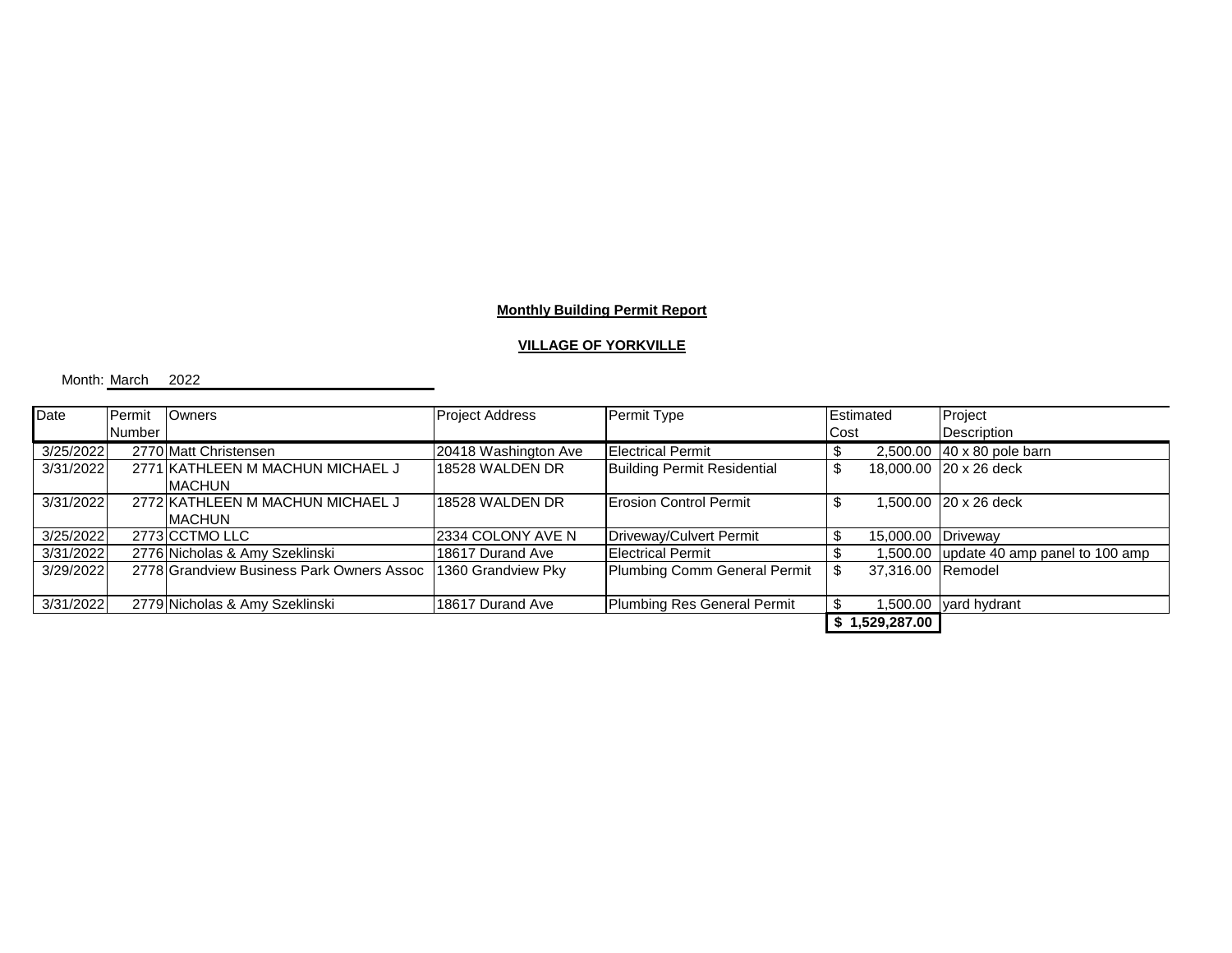**Monthly Building Permit Report**

**VILLAGE OF YORKVILLE**

Month: March 2022

| Date | Permit Number | Owners | Project Address | Permit Type | Estimated Cost | Project Description |
|---|---|---|---|---|---|---|
| 3/25/2022 | 2770 | Matt Christensen | 20418 Washington Ave | Electrical Permit | $ 2,500.00 | 40 x 80 pole barn |
| 3/31/2022 | 2771 | KATHLEEN M MACHUN MICHAEL J MACHUN | 18528 WALDEN DR | Building Permit Residential | $ 18,000.00 | 20 x 26 deck |
| 3/31/2022 | 2772 | KATHLEEN M MACHUN MICHAEL J MACHUN | 18528 WALDEN DR | Erosion Control Permit | $ 1,500.00 | 20 x 26 deck |
| 3/25/2022 | 2773 | CCTMO LLC | 2334 COLONY AVE N | Driveway/Culvert Permit | $ 15,000.00 | Driveway |
| 3/31/2022 | 2776 | Nicholas & Amy Szeklinski | 18617 Durand Ave | Electrical Permit | $ 1,500.00 | update 40 amp panel to 100 amp |
| 3/29/2022 | 2778 | Grandview Business Park Owners Assoc | 1360 Grandview Pky | Plumbing Comm General Permit | $ 37,316.00 | Remodel |
| 3/31/2022 | 2779 | Nicholas & Amy Szeklinski | 18617 Durand Ave | Plumbing Res General Permit | $ 1,500.00 | yard hydrant |
| | | | | | **$ 1,529,287.00** | |